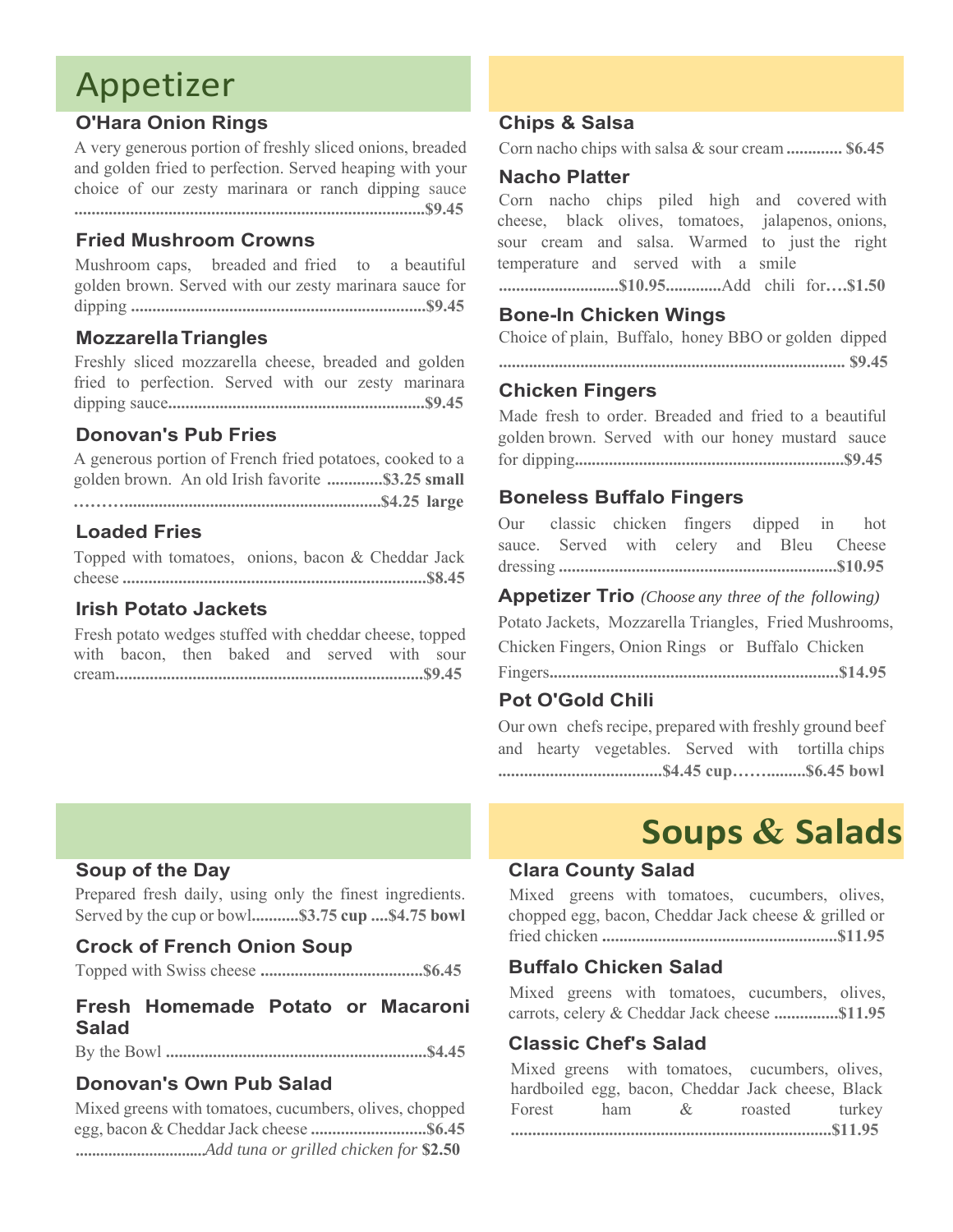# Appetizer

### O'Hara Onion Rings

A very generous portion of freshly sliced onions, breaded and golden fried to perfection. Served heaping with your choice of our zesty marinara or ranch dipping sauce ..................................................................................**$9.45**

### Fried Mushroom Crowns

Mushroom caps, breaded and fried to a beautiful golden brown. Served with our zesty marinara sauce for dipping ......................................................................**$9.45**

### Mozzarella Triangles

Freshly sliced mozzarella cheese, breaded and golden fried to perfection. Served with our zesty marinara dipping sauce............................................................**$9.45**

### Donovan's Pub Fries

A generous portion of French fried potatoes, cooked to a golden brown. An old Irish favorite .............**$3.25 small** ………...........................................................**$4.25 large**

### Loaded Fries

Topped with tomatoes, onions, bacon & Cheddar Jack cheese .......................................................................**$8.45**

### Irish Potato Jackets

Fresh potato wedges stuffed with cheddar cheese, topped with bacon, then baked and served with sour cream........................................................................**$9.45**

### Chips & Salsa

Corn nacho chips with salsa & sour cream ............. **$6.45**

### Nacho Platter

Corn nacho chips piled high and covered with cheese, black olives, tomatoes, jalapenos, onions, sour cream and salsa. Warmed to just the right temperature and served with a smile ............................**$10.95**.............Add chili for….**$1.50**

### Bone-In Chicken Wings

Choice of plain, Buffalo, honey BBO or golden dipped ................................................................................. **$9.45**

### Chicken Fingers

Made fresh to order. Breaded and fried to a beautiful golden brown. Served with our honey mustard sauce for dipping...............................................................**$9.45**

### Boneless Buffalo Fingers

Our classic chicken fingers dipped in hot sauce. Served with celery and Bleu Cheese dressing .................................................................**$10.95**

### Appetizer Trio *(Choose any three of the following)*

Potato Jackets, Mozzarella Triangles, Fried Mushrooms, Chicken Fingers, Onion Rings or Buffalo Chicken Fingers...................................................................**$14.95**

### Pot O'Gold Chili

Our own chefs recipe, prepared with freshly ground beef and hearty vegetables. Served with tortilla chips ......................................**$4.45 cup**……..........**$6.45 bowl**

# Soups & Salads

### Soup of the Day

Prepared fresh daily, using only the finest ingredients. Served by the cup or bowl...........**$3.75 cup** ....**$4.75 bowl**

### Crock of French Onion Soup

Topped with Swiss cheese ......................................**$6.45**

### Fresh Homemade Potato or Macaroni Salad

By the Bowl .............................................................**$4.45**

### Donovan's Own Pub Salad

Mixed greens with tomatoes, cucumbers, olives, chopped egg, bacon & Cheddar Jack cheese ...........................**$6.45** ...............................*Add tuna or grilled chicken for* **$2.50**

### Clara County Salad

Mixed greens with tomatoes, cucumbers, olives, chopped egg, bacon, Cheddar Jack cheese & grilled or fried chicken .......................................................**$11.95**

### Buffalo Chicken Salad

Mixed greens with tomatoes, cucumbers, olives, carrots, celery & Cheddar Jack cheese ...............**$11.95**

### Classic Chef's Salad

Mixed greens with tomatoes, cucumbers, olives, hardboiled egg, bacon, Cheddar Jack cheese, Black Forest ham & roasted turkey ...........................................................................**$11.95**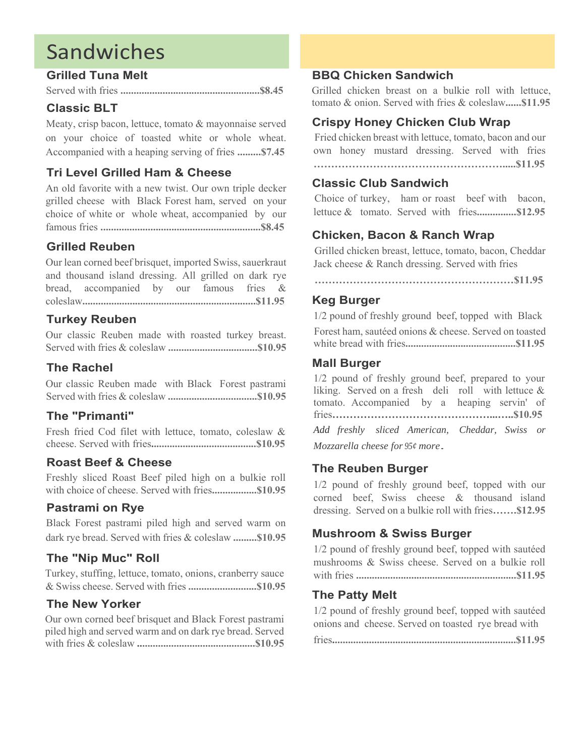# Sandwiches

### Grilled Tuna Melt

Served with fries ....................................................**$8.45**

### Classic BLT

Meaty, crisp bacon, lettuce, tomato & mayonnaise served on your choice of toasted white or whole wheat. Accompanied with a heaping serving of fries .........**$7.45**

### Tri Level Grilled Ham & Cheese

An old favorite with a new twist. Our own triple decker grilled cheese with Black Forest ham, served on your choice of white or whole wheat, accompanied by our famous fries ............................................................**$8.45**

### Grilled Reuben

Our lean corned beef brisquet, imported Swiss, sauerkraut and thousand island dressing. All grilled on dark rye bread, accompanied by our famous fries & coleslaw.................................................................**$11.95**

### Turkey Reuben

Our classic Reuben made with roasted turkey breast. Served with fries & coleslaw ..................................**$10.95**

### The Rachel

Our classic Reuben made with Black Forest pastrami Served with fries & coleslaw ..................................**$10.95**

### The "Primanti"

Fresh fried Cod filet with lettuce, tomato, coleslaw & cheese. Served with fries........................................**$10.95**

### Roast Beef & Cheese

Freshly sliced Roast Beef piled high on a bulkie roll with choice of cheese. Served with fries.................**$10.95**

### Pastrami on Rye

Black Forest pastrami piled high and served warm on dark rye bread. Served with fries & coleslaw .........**$10.95**

### The "Nip Muc" Roll

Turkey, stuffing, lettuce, tomato, onions, cranberry sauce & Swiss cheese. Served with fries ..........................**$10.95**

### The New Yorker

Our own corned beef brisquet and Black Forest pastrami piled high and served warm and on dark rye bread. Served with fries & coleslaw ............................................**$10.95**

### BBQ Chicken Sandwich

Grilled chicken breast on a bulkie roll with lettuce, tomato & onion. Served with fries & coleslaw......**$11.95**

### Crispy Honey Chicken Club Wrap

Fried chicken breast with lettuce, tomato, bacon and our own honey mustard dressing. Served with fries ……………………………………………….....**$11.95**

### Classic Club Sandwich

Choice of turkey, ham or roast beef with bacon, lettuce & tomato. Served with fries...............**$12.95**

### Chicken, Bacon & Ranch Wrap

Grilled chicken breast, lettuce, tomato, bacon, Cheddar Jack cheese & Ranch dressing. Served with fries

…………………………………………………..**$11.95**

### Keg Burger

1/2 pound of freshly ground beef, topped with Black Forest ham, sautéed onions & cheese. Served on toasted white bread with fries..........................................**$11.95**

### Mall Burger

1/2 pound of freshly ground beef, prepared to your liking. Served on a fresh deli roll with lettuce & tomato. Accompanied by a heaping servin' of fries………………………………………..…..**$10.95**

*Add freshly sliced American, Cheddar, Swiss or Mozzarella cheese for 95¢ more.*

### The Reuben Burger

1/2 pound of freshly ground beef, topped with our corned beef, Swiss cheese & thousand island dressing. Served on a bulkie roll with fries…….**$12.95**

### Mushroom & Swiss Burger

1/2 pound of freshly ground beef, topped with sautéed mushrooms & Swiss cheese. Served on a bulkie roll with fries ............................................................**$11.95**

### The Patty Melt

1/2 pound of freshly ground beef, topped with sautéed onions and cheese. Served on toasted rye bread with fries......................................................................**$11.95**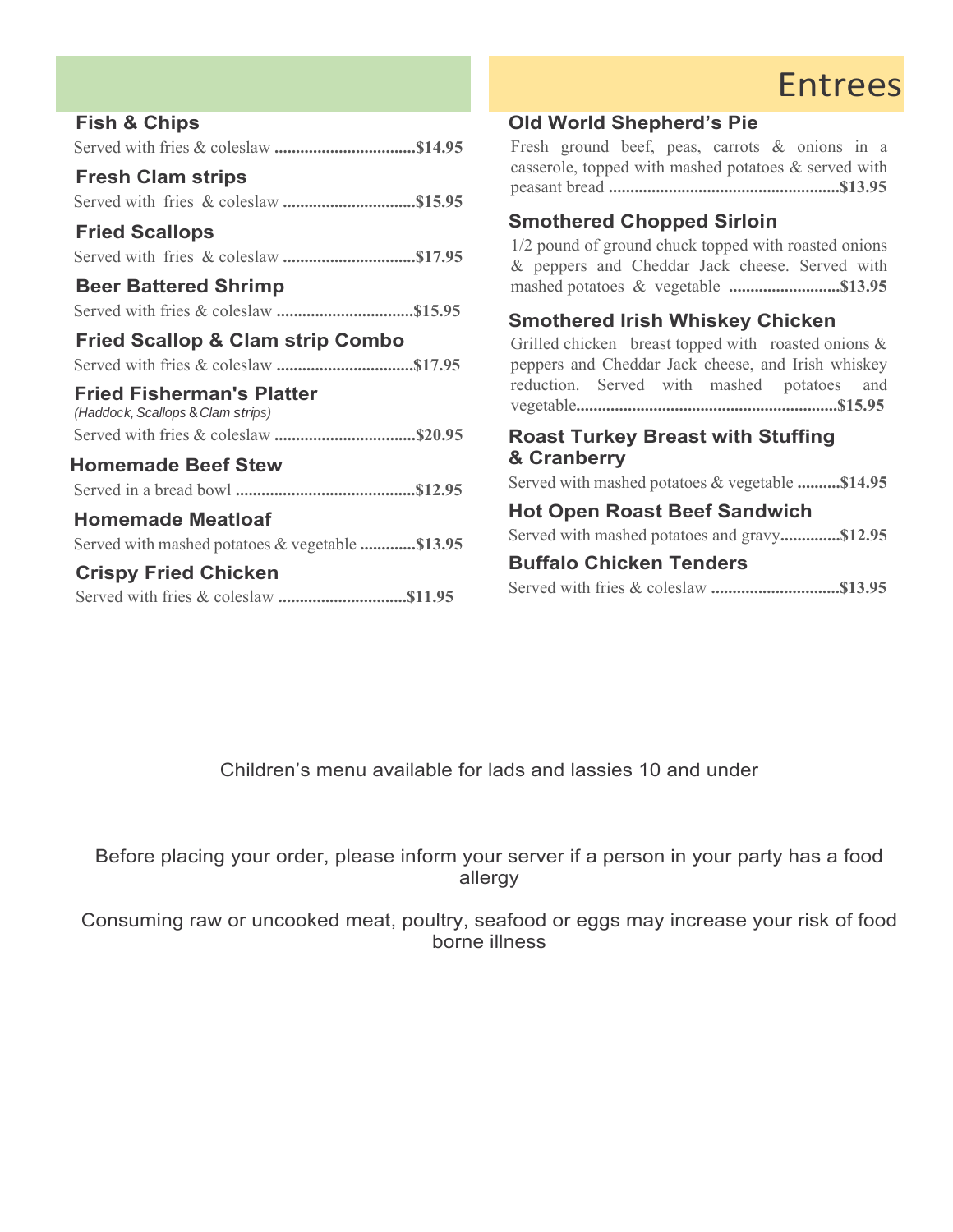### Fish & Chips
Served with fries & coleslaw ................................$14.95

### Fresh Clam strips
Served with fries & coleslaw ..............................$15.95

### Fried Scallops
Served with fries & coleslaw ..............................$17.95

### Beer Battered Shrimp
Served with fries & coleslaw ................................$15.95

### Fried Scallop & Clam strip Combo
Served with fries & coleslaw ................................$17.95

### Fried Fisherman's Platter
*(Haddock, Scallops & Clam strips)*

Served with fries & coleslaw ................................$20.95

### Homemade Beef Stew
Served in a bread bowl ..........................................$12.95

### Homemade Meatloaf
Served with mashed potatoes & vegetable ............$13.95

### Crispy Fried Chicken
Served with fries & coleslaw ..............................$11.95

## Entrees

### Old World Shepherd's Pie
Fresh ground beef, peas, carrots & onions in a casserole, topped with mashed potatoes & served with peasant bread ......................................................$13.95

### Smothered Chopped Sirloin
1/2 pound of ground chuck topped with roasted onions & peppers and Cheddar Jack cheese. Served with mashed potatoes & vegetable ..........................$13.95

### Smothered Irish Whiskey Chicken
Grilled chicken breast topped with roasted onions & peppers and Cheddar Jack cheese, and Irish whiskey reduction. Served with mashed potatoes and vegetable.............................................................$15.95

### Roast Turkey Breast with Stuffing & Cranberry
Served with mashed potatoes & vegetable ..........$14.95

### Hot Open Roast Beef Sandwich
Served with mashed potatoes and gravy..............$12.95

### Buffalo Chicken Tenders
Served with fries & coleslaw ..............................$13.95

Children's menu available for lads and lassies 10 and under

Before placing your order, please inform your server if a person in your party has a food allergy

Consuming raw or uncooked meat, poultry, seafood or eggs may increase your risk of food borne illness